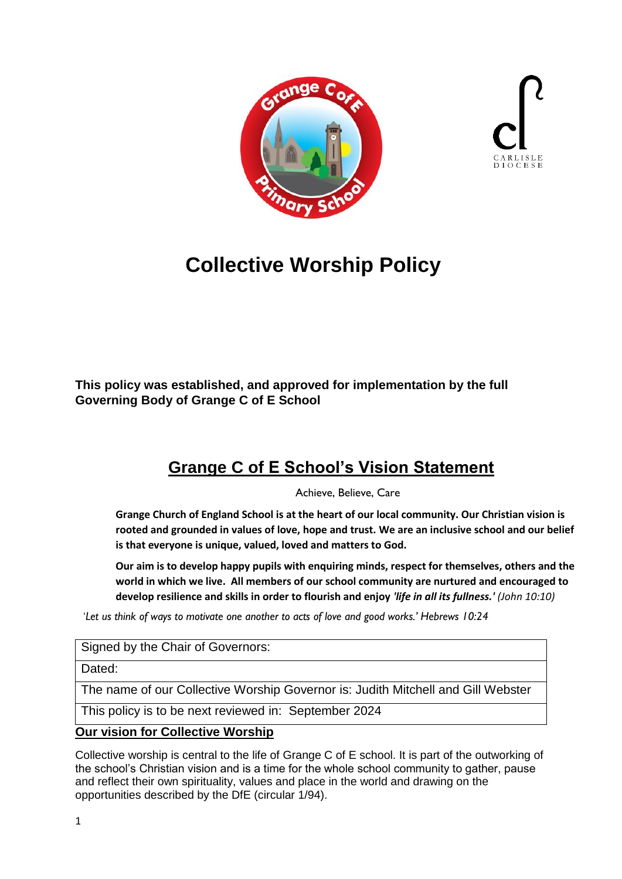# Collective Worship Policy

**This policy was established, and approved for implementation by the full Governing Body of Grange C of E School**

## Grange C of E School's Vision Statement

Achieve, Believe, Care

**Grange Church of England School is at the heart of our local community. Our Christian vision is rooted and grounded in values of love, hope and trust. We are an inclusive school and our belief is that everyone is unique, valued, loved and matters to God.**

**Our aim is to develop happy pupils with enquiring minds, respect for themselves, others and the world in which we live. All members of our school community are nurtured and encouraged to develop resilience and skills in order to flourish and enjoy *'life in all its fullness.'*** *(John 10:10)*

*'Let us think of ways to motivate one another to acts of love and good works.' Hebrews 10:24*

| Signed by the Chair of Governors: |
|---|
| Dated: |
| The name of our Collective Worship Governor is: Judith Mitchell and Gill Webster |
| This policy is to be next reviewed in: September 2024 |

## Our vision for Collective Worship

Collective worship is central to the life of Grange C of E school. It is part of the outworking of the school's Christian vision and is a time for the whole school community to gather, pause and reflect their own spirituality, values and place in the world and drawing on the opportunities described by the DfE (circular 1/94).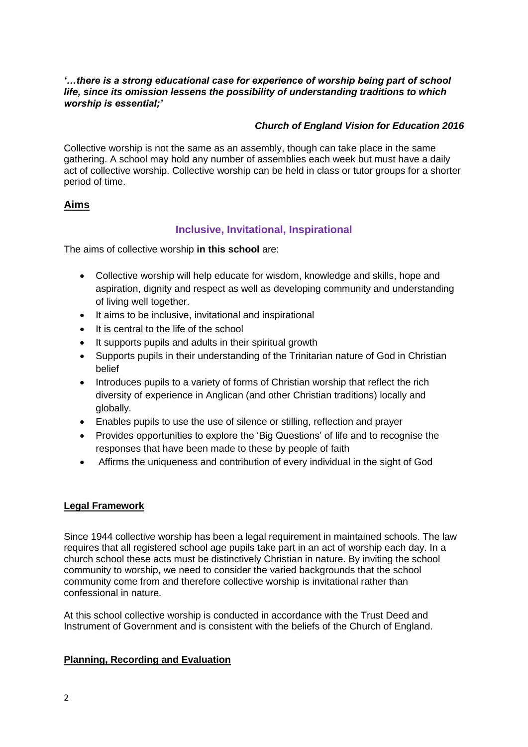***'…there is a strong educational case for experience of worship being part of school life, since its omission lessens the possibility of understanding traditions to which worship is essential;'***

***Church of England Vision for Education 2016***

Collective worship is not the same as an assembly, though can take place in the same gathering. A school may hold any number of assemblies each week but must have a daily act of collective worship. Collective worship can be held in class or tutor groups for a shorter period of time.

## Aims

### Inclusive, Invitational, Inspirational

The aims of collective worship **in this school** are:

- Collective worship will help educate for wisdom, knowledge and skills, hope and aspiration, dignity and respect as well as developing community and understanding of living well together.
- It aims to be inclusive, invitational and inspirational
- It is central to the life of the school
- It supports pupils and adults in their spiritual growth
- Supports pupils in their understanding of the Trinitarian nature of God in Christian belief
- Introduces pupils to a variety of forms of Christian worship that reflect the rich diversity of experience in Anglican (and other Christian traditions) locally and globally.
- Enables pupils to use the use of silence or stilling, reflection and prayer
- Provides opportunities to explore the 'Big Questions' of life and to recognise the responses that have been made to these by people of faith
- Affirms the uniqueness and contribution of every individual in the sight of God

## Legal Framework

Since 1944 collective worship has been a legal requirement in maintained schools. The law requires that all registered school age pupils take part in an act of worship each day. In a church school these acts must be distinctively Christian in nature. By inviting the school community to worship, we need to consider the varied backgrounds that the school community come from and therefore collective worship is invitational rather than confessional in nature.

At this school collective worship is conducted in accordance with the Trust Deed and Instrument of Government and is consistent with the beliefs of the Church of England.

## Planning, Recording and Evaluation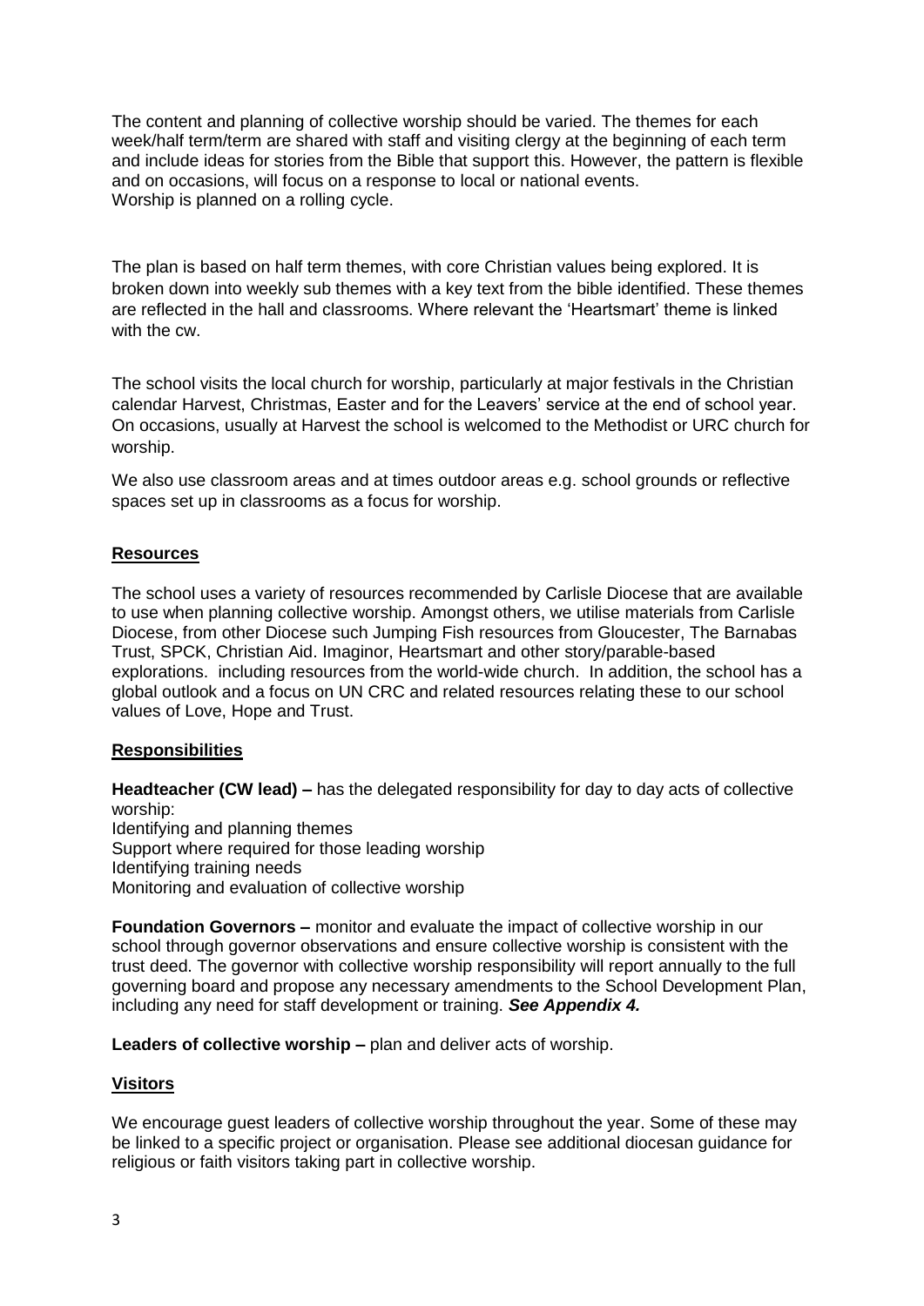The content and planning of collective worship should be varied. The themes for each week/half term/term are shared with staff and visiting clergy at the beginning of each term and include ideas for stories from the Bible that support this. However, the pattern is flexible and on occasions, will focus on a response to local or national events.
Worship is planned on a rolling cycle.

The plan is based on half term themes, with core Christian values being explored. It is broken down into weekly sub themes with a key text from the bible identified. These themes are reflected in the hall and classrooms. Where relevant the 'Heartsmart' theme is linked with the cw.

The school visits the local church for worship, particularly at major festivals in the Christian calendar Harvest, Christmas, Easter and for the Leavers' service at the end of school year. On occasions, usually at Harvest the school is welcomed to the Methodist or URC church for worship.

We also use classroom areas and at times outdoor areas e.g. school grounds or reflective spaces set up in classrooms as a focus for worship.

## Resources

The school uses a variety of resources recommended by Carlisle Diocese that are available to use when planning collective worship. Amongst others, we utilise materials from Carlisle Diocese, from other Diocese such Jumping Fish resources from Gloucester, The Barnabas Trust, SPCK, Christian Aid. Imaginor, Heartsmart and other story/parable-based explorations. including resources from the world-wide church. In addition, the school has a global outlook and a focus on UN CRC and related resources relating these to our school values of Love, Hope and Trust.

## Responsibilities

**Headteacher (CW lead) –** has the delegated responsibility for day to day acts of collective worship:
Identifying and planning themes
Support where required for those leading worship
Identifying training needs
Monitoring and evaluation of collective worship

**Foundation Governors –** monitor and evaluate the impact of collective worship in our school through governor observations and ensure collective worship is consistent with the trust deed. The governor with collective worship responsibility will report annually to the full governing board and propose any necessary amendments to the School Development Plan, including any need for staff development or training. ***See Appendix 4.***

**Leaders of collective worship –** plan and deliver acts of worship.

## Visitors

We encourage guest leaders of collective worship throughout the year. Some of these may be linked to a specific project or organisation. Please see additional diocesan guidance for religious or faith visitors taking part in collective worship.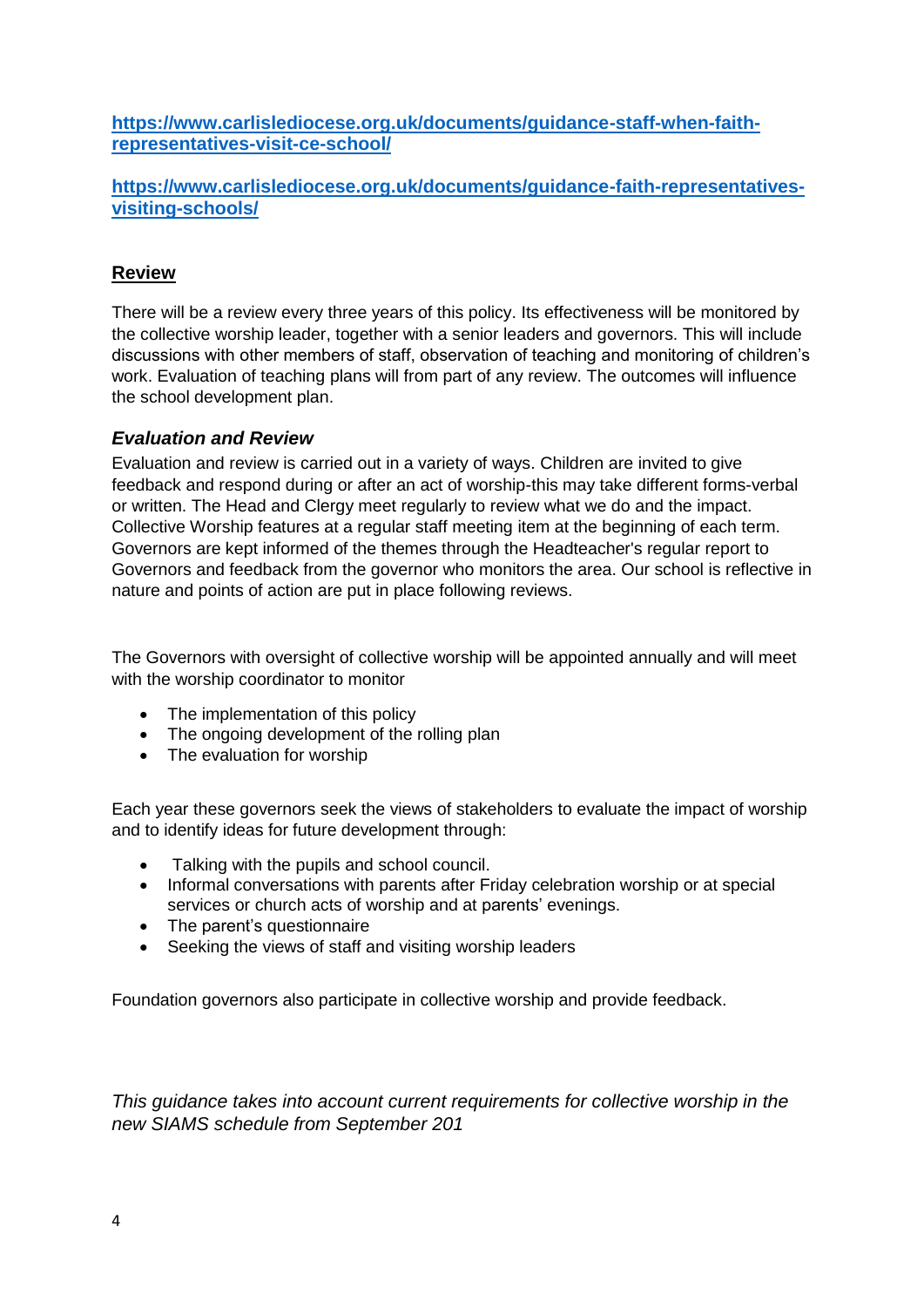**https://www.carlislediocese.org.uk/documents/guidance-staff-when-faith-representatives-visit-ce-school/**

**https://www.carlislediocese.org.uk/documents/guidance-faith-representatives-visiting-schools/**

## Review

There will be a review every three years of this policy. Its effectiveness will be monitored by the collective worship leader, together with a senior leaders and governors. This will include discussions with other members of staff, observation of teaching and monitoring of children's work. Evaluation of teaching plans will from part of any review. The outcomes will influence the school development plan.

### *Evaluation and Review*

Evaluation and review is carried out in a variety of ways. Children are invited to give feedback and respond during or after an act of worship-this may take different forms-verbal or written. The Head and Clergy meet regularly to review what we do and the impact. Collective Worship features at a regular staff meeting item at the beginning of each term. Governors are kept informed of the themes through the Headteacher's regular report to Governors and feedback from the governor who monitors the area. Our school is reflective in nature and points of action are put in place following reviews.

The Governors with oversight of collective worship will be appointed annually and will meet with the worship coordinator to monitor

- The implementation of this policy
- The ongoing development of the rolling plan
- The evaluation for worship

Each year these governors seek the views of stakeholders to evaluate the impact of worship and to identify ideas for future development through:

- Talking with the pupils and school council.
- Informal conversations with parents after Friday celebration worship or at special services or church acts of worship and at parents' evenings.
- The parent's questionnaire
- Seeking the views of staff and visiting worship leaders

Foundation governors also participate in collective worship and provide feedback.

*This guidance takes into account current requirements for collective worship in the new SIAMS schedule from September 201*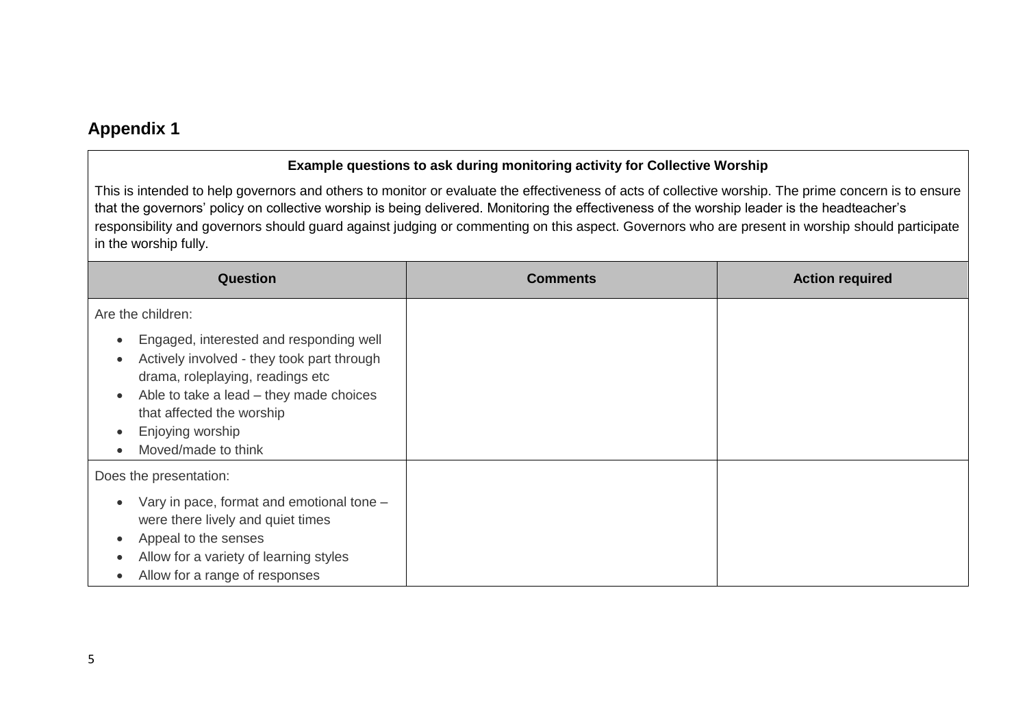## Appendix 1

**Example questions to ask during monitoring activity for Collective Worship**

This is intended to help governors and others to monitor or evaluate the effectiveness of acts of collective worship. The prime concern is to ensure that the governors' policy on collective worship is being delivered. Monitoring the effectiveness of the worship leader is the headteacher's responsibility and governors should guard against judging or commenting on this aspect. Governors who are present in worship should participate in the worship fully.

| Question | Comments | Action required |
|---|---|---|
| Are the children:<br>• Engaged, interested and responding well<br>• Actively involved - they took part through drama, roleplaying, readings etc<br>• Able to take a lead – they made choices that affected the worship<br>• Enjoying worship<br>• Moved/made to think | | |
| Does the presentation:<br>• Vary in pace, format and emotional tone – were there lively and quiet times<br>• Appeal to the senses<br>• Allow for a variety of learning styles<br>• Allow for a range of responses | | |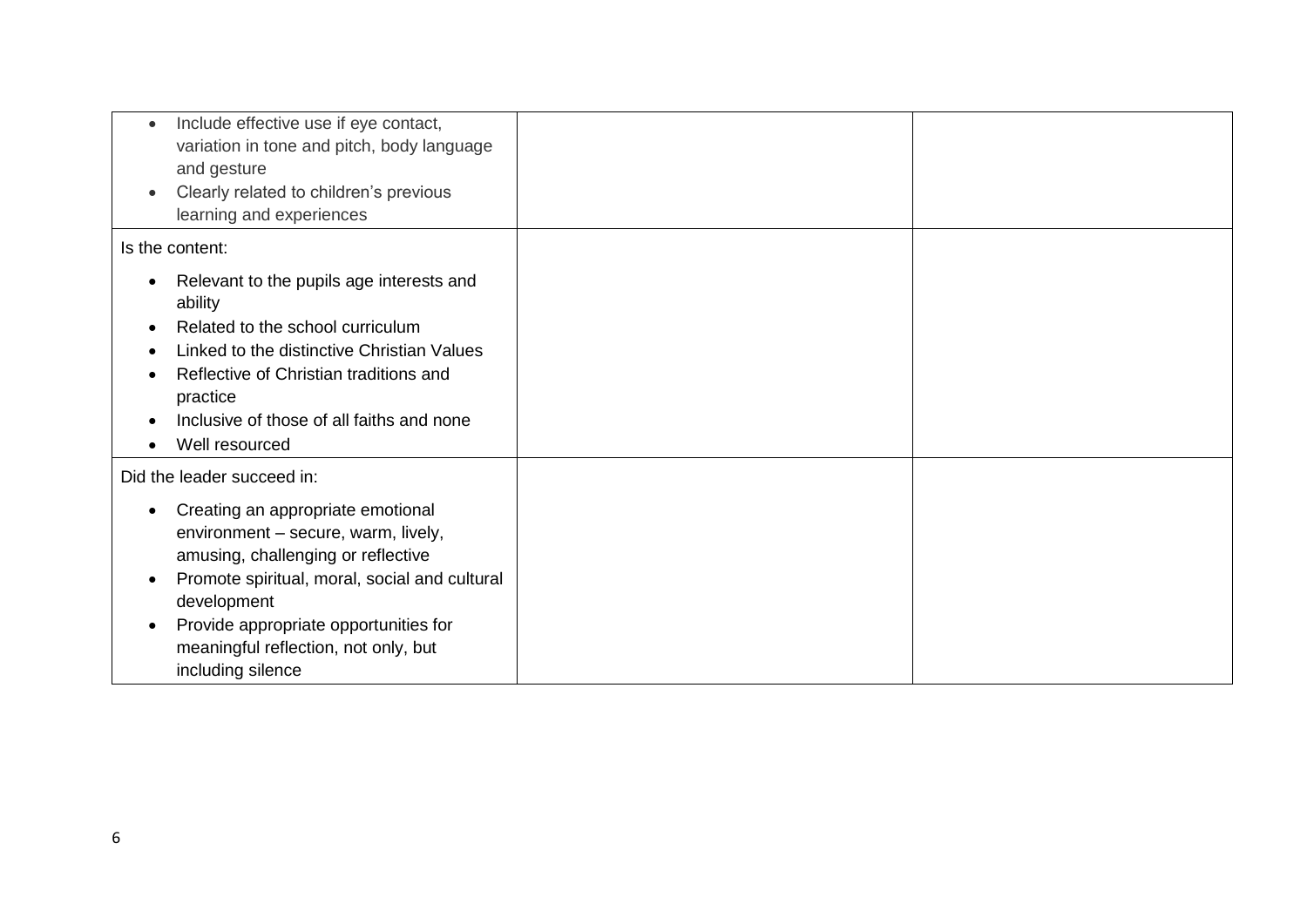| | | |
|---|---|---|
| • Include effective use if eye contact, variation in tone and pitch, body language and gesture<br>• Clearly related to children's previous learning and experiences | | |
| Is the content:<br>• Relevant to the pupils age interests and ability<br>• Related to the school curriculum<br>• Linked to the distinctive Christian Values<br>• Reflective of Christian traditions and practice<br>• Inclusive of those of all faiths and none<br>• Well resourced | | |
| Did the leader succeed in:<br>• Creating an appropriate emotional environment – secure, warm, lively, amusing, challenging or reflective<br>• Promote spiritual, moral, social and cultural development<br>• Provide appropriate opportunities for meaningful reflection, not only, but including silence | | |